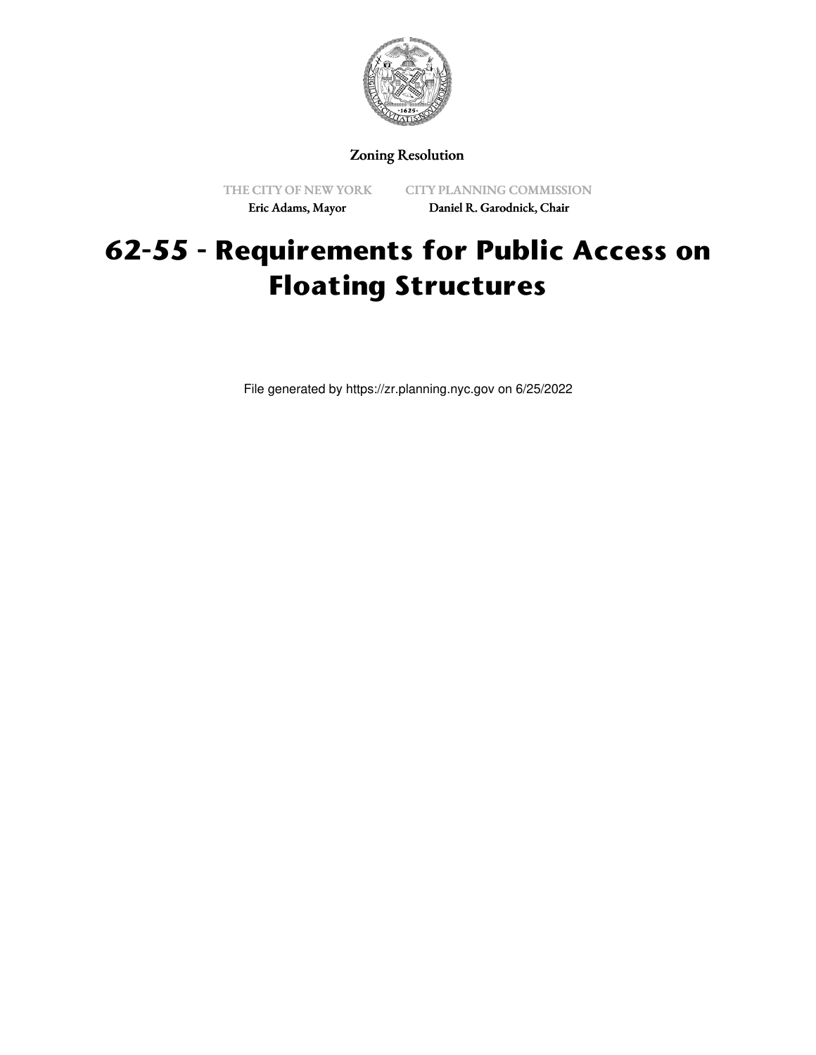Zoning Resolution

THE CITY OF NEW YORK
Eric Adams, Mayor

CITY PLANNING COMMISSION
Daniel R. Garodnick, Chair

# 62-55 - Requirements for Public Access on Floating Structures

File generated by https://zr.planning.nyc.gov on 6/25/2022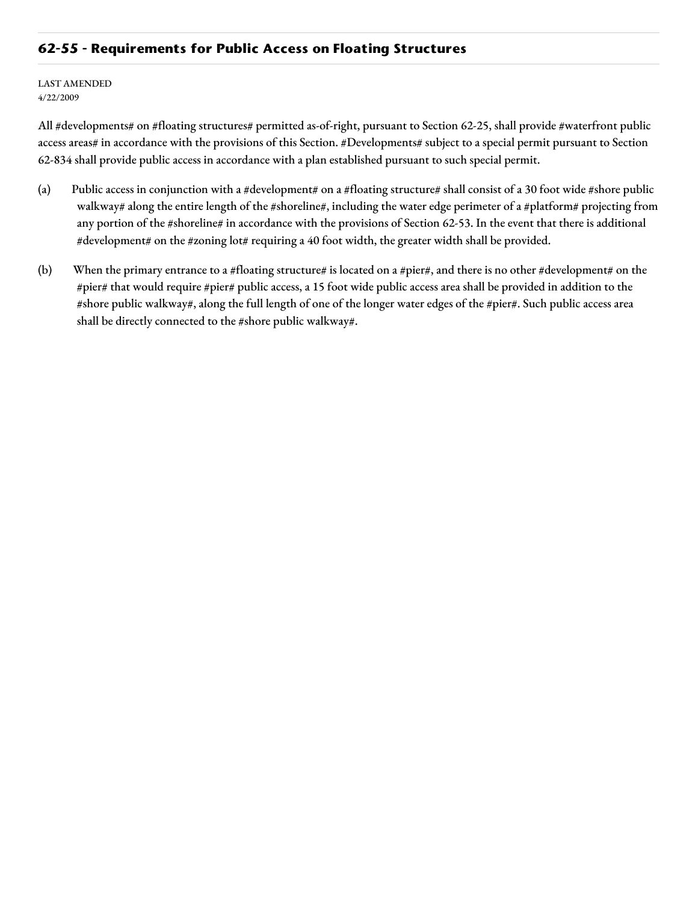## 62-55 - Requirements for Public Access on Floating Structures

LAST AMENDED
4/22/2009

All #developments# on #floating structures# permitted as-of-right, pursuant to Section 62-25, shall provide #waterfront public access areas# in accordance with the provisions of this Section. #Developments# subject to a special permit pursuant to Section 62-834 shall provide public access in accordance with a plan established pursuant to such special permit.

(a) Public access in conjunction with a #development# on a #floating structure# shall consist of a 30 foot wide #shore public walkway# along the entire length of the #shoreline#, including the water edge perimeter of a #platform# projecting from any portion of the #shoreline# in accordance with the provisions of Section 62-53. In the event that there is additional #development# on the #zoning lot# requiring a 40 foot width, the greater width shall be provided.

(b) When the primary entrance to a #floating structure# is located on a #pier#, and there is no other #development# on the #pier# that would require #pier# public access, a 15 foot wide public access area shall be provided in addition to the #shore public walkway#, along the full length of one of the longer water edges of the #pier#. Such public access area shall be directly connected to the #shore public walkway#.